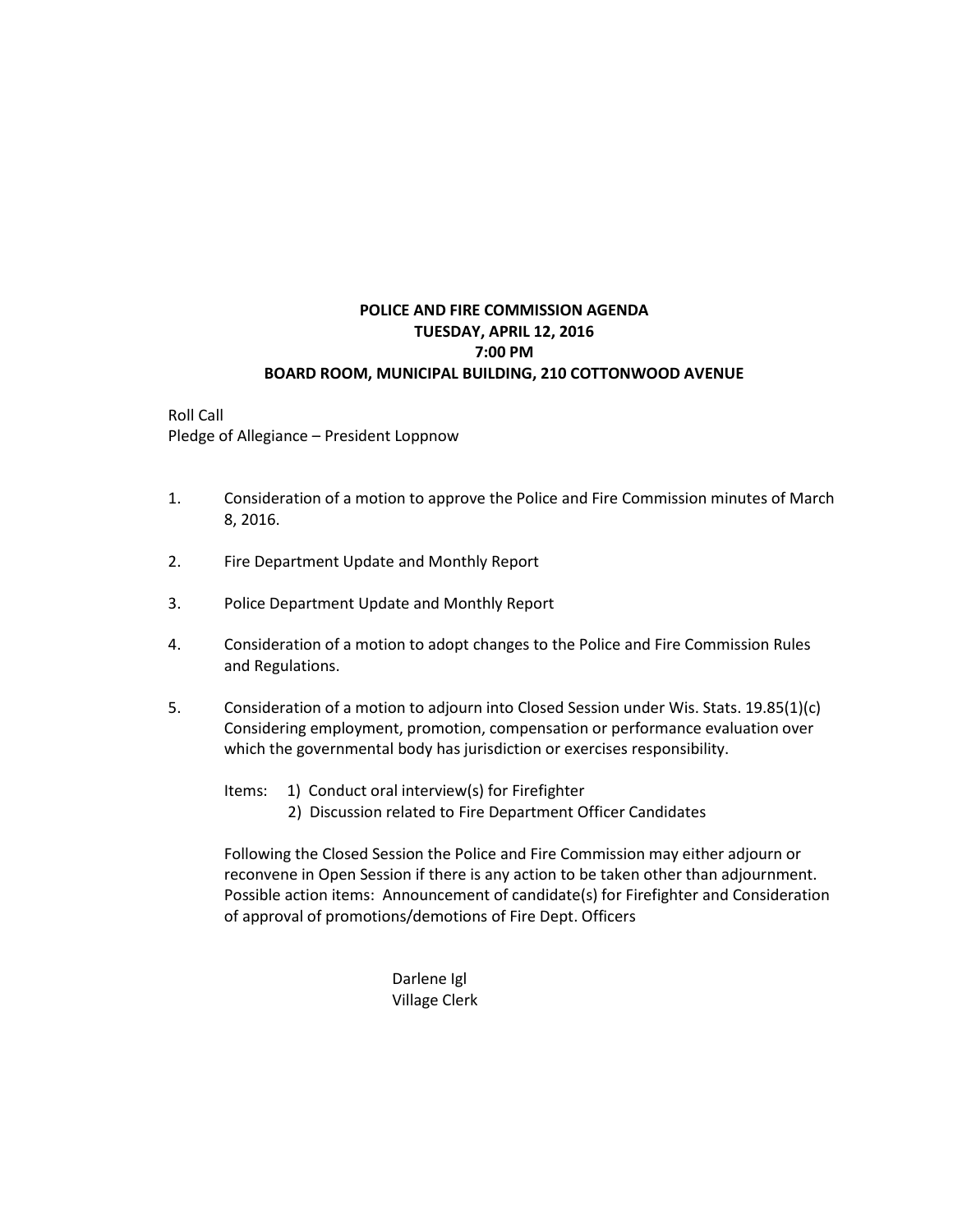**POLICE AND FIRE COMMISSION AGENDA**
**TUESDAY, APRIL 12, 2016**
**7:00 PM**
**BOARD ROOM, MUNICIPAL BUILDING, 210 COTTONWOOD AVENUE**

Roll Call
Pledge of Allegiance – President Loppnow

1. Consideration of a motion to approve the Police and Fire Commission minutes of March 8, 2016.

2. Fire Department Update and Monthly Report

3. Police Department Update and Monthly Report

4. Consideration of a motion to adopt changes to the Police and Fire Commission Rules and Regulations.

5. Consideration of a motion to adjourn into Closed Session under Wis. Stats. 19.85(1)(c) Considering employment, promotion, compensation or performance evaluation over which the governmental body has jurisdiction or exercises responsibility.

   Items: 1) Conduct oral interview(s) for Firefighter
   2) Discussion related to Fire Department Officer Candidates

   Following the Closed Session the Police and Fire Commission may either adjourn or reconvene in Open Session if there is any action to be taken other than adjournment. Possible action items: Announcement of candidate(s) for Firefighter and Consideration of approval of promotions/demotions of Fire Dept. Officers

Darlene Igl
Village Clerk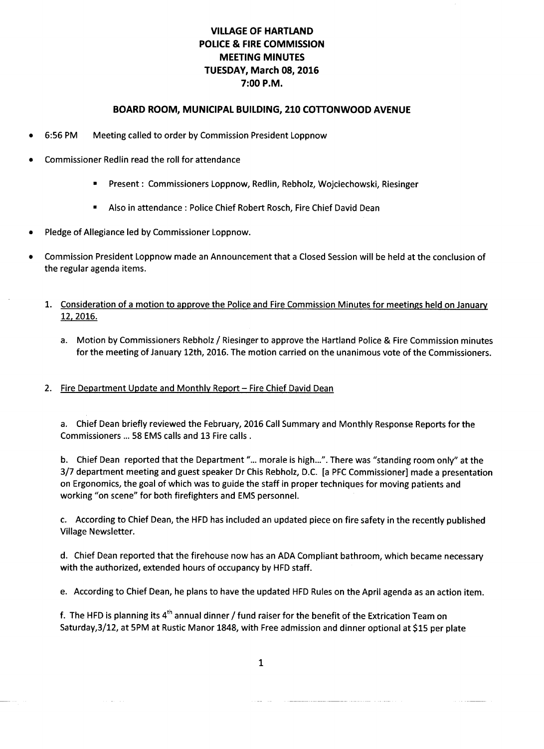**VILLAGE OF HARTLAND**
**POLICE & FIRE COMMISSION**
**MEETING MINUTES**
**TUESDAY, March 08, 2016**
**7:00 P.M.**

**BOARD ROOM, MUNICIPAL BUILDING, 210 COTTONWOOD AVENUE**

- 6:56 PM Meeting called to order by Commission President Loppnow
- Commissioner Redlin read the roll for attendance
  - Present : Commissioners Loppnow, Redlin, Rebholz, Wojciechowski, Riesinger
  - Also in attendance : Police Chief Robert Rosch, Fire Chief David Dean
- Pledge of Allegiance led by Commissioner Loppnow.
- Commission President Loppnow made an Announcement that a Closed Session will be held at the conclusion of the regular agenda items.

1. <u>Consideration of a motion to approve the Police and Fire Commission Minutes for meetings held on January 12, 2016.</u>

   a. Motion by Commissioners Rebholz / Riesinger to approve the Hartland Police & Fire Commission minutes for the meeting of January 12th, 2016. The motion carried on the unanimous vote of the Commissioners.

2. <u>Fire Department Update and Monthly Report – Fire Chief David Dean</u>

   a. Chief Dean briefly reviewed the February, 2016 Call Summary and Monthly Response Reports for the Commissioners ... 58 EMS calls and 13 Fire calls .

   b. Chief Dean reported that the Department "... morale is high...". There was "standing room only" at the 3/7 department meeting and guest speaker Dr Chis Rebholz, D.C. [a PFC Commissioner] made a presentation on Ergonomics, the goal of which was to guide the staff in proper techniques for moving patients and working "on scene" for both firefighters and EMS personnel.

   c. According to Chief Dean, the HFD has included an updated piece on fire safety in the recently published Village Newsletter.

   d. Chief Dean reported that the firehouse now has an ADA Compliant bathroom, which became necessary with the authorized, extended hours of occupancy by HFD staff.

   e. According to Chief Dean, he plans to have the updated HFD Rules on the April agenda as an action item.

   f. The HFD is planning its 4th annual dinner / fund raiser for the benefit of the Extrication Team on Saturday,3/12, at 5PM at Rustic Manor 1848, with Free admission and dinner optional at $15 per plate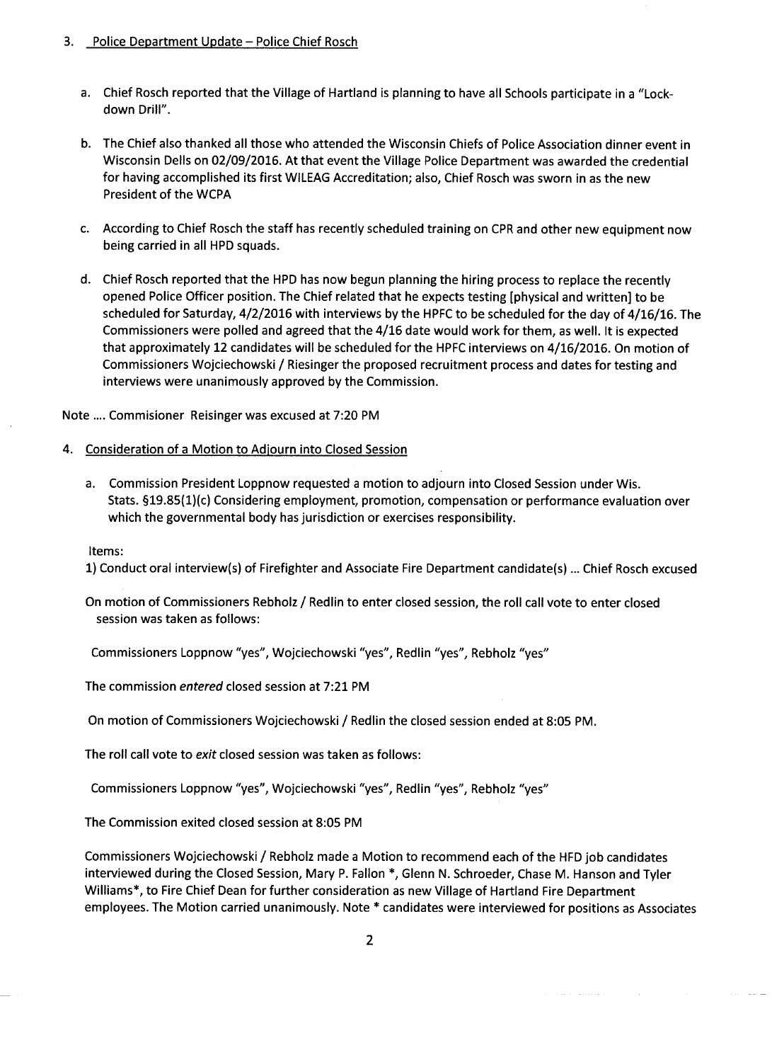3. Police Department Update – Police Chief Rosch

   a. Chief Rosch reported that the Village of Hartland is planning to have all Schools participate in a "Lock-down Drill".

   b. The Chief also thanked all those who attended the Wisconsin Chiefs of Police Association dinner event in Wisconsin Dells on 02/09/2016. At that event the Village Police Department was awarded the credential for having accomplished its first WILEAG Accreditation; also, Chief Rosch was sworn in as the new President of the WCPA

   c. According to Chief Rosch the staff has recently scheduled training on CPR and other new equipment now being carried in all HPD squads.

   d. Chief Rosch reported that the HPD has now begun planning the hiring process to replace the recently opened Police Officer position. The Chief related that he expects testing [physical and written] to be scheduled for Saturday, 4/2/2016 with interviews by the HPFC to be scheduled for the day of 4/16/16. The Commissioners were polled and agreed that the 4/16 date would work for them, as well. It is expected that approximately 12 candidates will be scheduled for the HPFC interviews on 4/16/2016. On motion of Commissioners Wojciechowski / Riesinger the proposed recruitment process and dates for testing and interviews were unanimously approved by the Commission.

Note .... Commisioner Reisinger was excused at 7:20 PM

4. Consideration of a Motion to Adjourn into Closed Session

   a. Commission President Loppnow requested a motion to adjourn into Closed Session under Wis. Stats. §19.85(1)(c) Considering employment, promotion, compensation or performance evaluation over which the governmental body has jurisdiction or exercises responsibility.

   Items:

   1) Conduct oral interview(s) of Firefighter and Associate Fire Department candidate(s) ... Chief Rosch excused

   On motion of Commissioners Rebholz / Redlin to enter closed session, the roll call vote to enter closed session was taken as follows:

   Commissioners Loppnow "yes", Wojciechowski "yes", Redlin "yes", Rebholz "yes"

   The commission *entered* closed session at 7:21 PM

   On motion of Commissioners Wojciechowski / Redlin the closed session ended at 8:05 PM.

   The roll call vote to *exit* closed session was taken as follows:

   Commissioners Loppnow "yes", Wojciechowski "yes", Redlin "yes", Rebholz "yes"

   The Commission exited closed session at 8:05 PM

   Commissioners Wojciechowski / Rebholz made a Motion to recommend each of the HFD job candidates interviewed during the Closed Session, Mary P. Fallon *, Glenn N. Schroeder, Chase M. Hanson and Tyler Williams*, to Fire Chief Dean for further consideration as new Village of Hartland Fire Department employees. The Motion carried unanimously. Note * candidates were interviewed for positions as Associates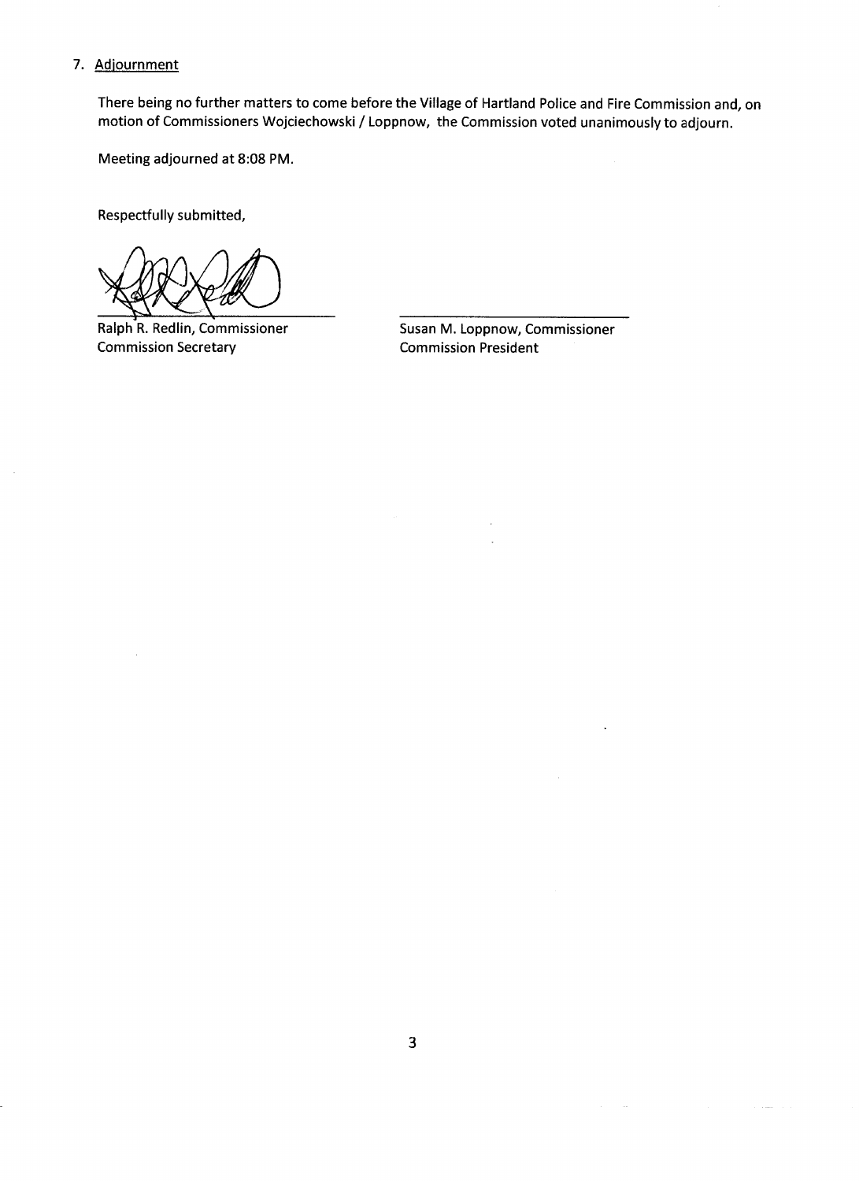7. Adjournment

There being no further matters to come before the Village of Hartland Police and Fire Commission and, on motion of Commissioners Wojciechowski / Loppnow, the Commission voted unanimously to adjourn.

Meeting adjourned at 8:08 PM.

Respectfully submitted,

Ralph R. Redlin, Commissioner
Commission Secretary

Susan M. Loppnow, Commissioner
Commission President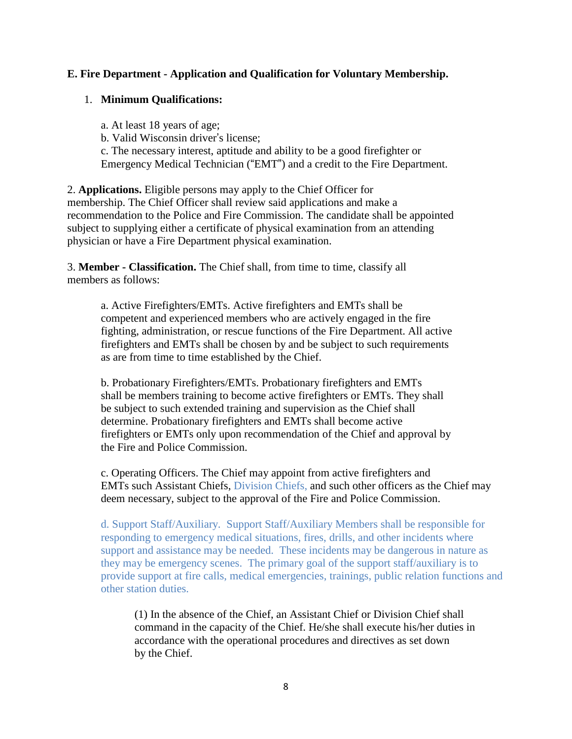**E. Fire Department - Application and Qualification for Voluntary Membership.**

1. **Minimum Qualifications:**

   a. At least 18 years of age;
   b. Valid Wisconsin driver's license;
   c. The necessary interest, aptitude and ability to be a good firefighter or Emergency Medical Technician ("EMT") and a credit to the Fire Department.

2. **Applications.** Eligible persons may apply to the Chief Officer for membership. The Chief Officer shall review said applications and make a recommendation to the Police and Fire Commission. The candidate shall be appointed subject to supplying either a certificate of physical examination from an attending physician or have a Fire Department physical examination.

3. **Member - Classification.** The Chief shall, from time to time, classify all members as follows:

   a. Active Firefighters/EMTs. Active firefighters and EMTs shall be competent and experienced members who are actively engaged in the fire fighting, administration, or rescue functions of the Fire Department. All active firefighters and EMTs shall be chosen by and be subject to such requirements as are from time to time established by the Chief.

   b. Probationary Firefighters/EMTs. Probationary firefighters and EMTs shall be members training to become active firefighters or EMTs. They shall be subject to such extended training and supervision as the Chief shall determine. Probationary firefighters and EMTs shall become active firefighters or EMTs only upon recommendation of the Chief and approval by the Fire and Police Commission.

   c. Operating Officers. The Chief may appoint from active firefighters and EMTs such Assistant Chiefs, Division Chiefs, and such other officers as the Chief may deem necessary, subject to the approval of the Fire and Police Commission.

   d. Support Staff/Auxiliary. Support Staff/Auxiliary Members shall be responsible for responding to emergency medical situations, fires, drills, and other incidents where support and assistance may be needed. These incidents may be dangerous in nature as they may be emergency scenes. The primary goal of the support staff/auxiliary is to provide support at fire calls, medical emergencies, trainings, public relation functions and other station duties.

      (1) In the absence of the Chief, an Assistant Chief or Division Chief shall command in the capacity of the Chief. He/she shall execute his/her duties in accordance with the operational procedures and directives as set down by the Chief.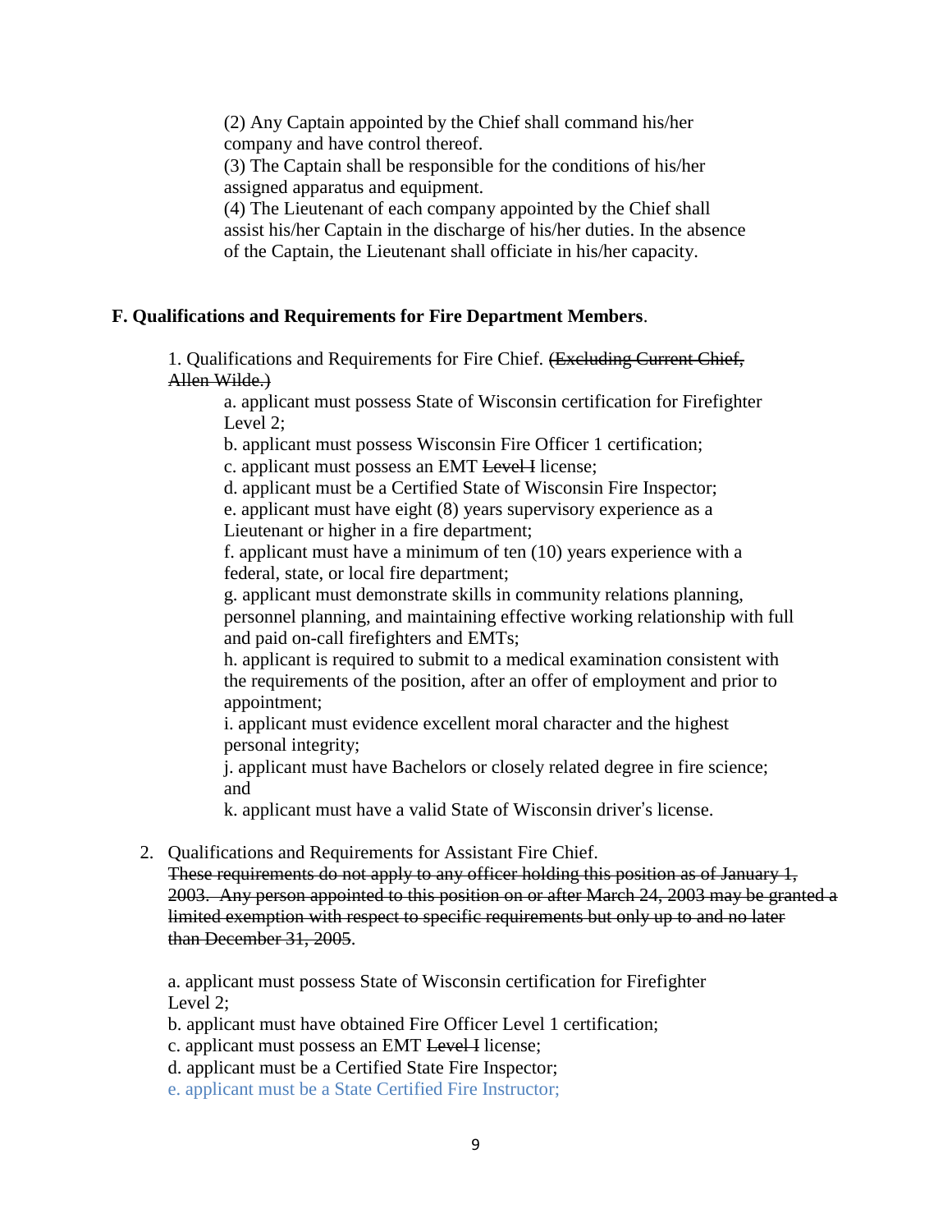(2) Any Captain appointed by the Chief shall command his/her company and have control thereof.
(3) The Captain shall be responsible for the conditions of his/her assigned apparatus and equipment.
(4) The Lieutenant of each company appointed by the Chief shall assist his/her Captain in the discharge of his/her duties. In the absence of the Captain, the Lieutenant shall officiate in his/her capacity.

**F. Qualifications and Requirements for Fire Department Members**.

1. Qualifications and Requirements for Fire Chief. ~~(Excluding Current Chief, Allen Wilde.)~~

    a. applicant must possess State of Wisconsin certification for Firefighter Level 2;
    b. applicant must possess Wisconsin Fire Officer 1 certification;
    c. applicant must possess an EMT ~~Level I~~ license;
    d. applicant must be a Certified State of Wisconsin Fire Inspector;
    e. applicant must have eight (8) years supervisory experience as a Lieutenant or higher in a fire department;
    f. applicant must have a minimum of ten (10) years experience with a federal, state, or local fire department;
    g. applicant must demonstrate skills in community relations planning, personnel planning, and maintaining effective working relationship with full and paid on-call firefighters and EMTs;
    h. applicant is required to submit to a medical examination consistent with the requirements of the position, after an offer of employment and prior to appointment;
    i. applicant must evidence excellent moral character and the highest personal integrity;
    j. applicant must have Bachelors or closely related degree in fire science; and
    k. applicant must have a valid State of Wisconsin driver's license.

2. Qualifications and Requirements for Assistant Fire Chief.
~~These requirements do not apply to any officer holding this position as of January 1, 2003. Any person appointed to this position on or after March 24, 2003 may be granted a limited exemption with respect to specific requirements but only up to and no later than December 31, 2005~~.

    a. applicant must possess State of Wisconsin certification for Firefighter Level 2;
    b. applicant must have obtained Fire Officer Level 1 certification;
    c. applicant must possess an EMT ~~Level I~~ license;
    d. applicant must be a Certified State Fire Inspector;
    e. applicant must be a State Certified Fire Instructor;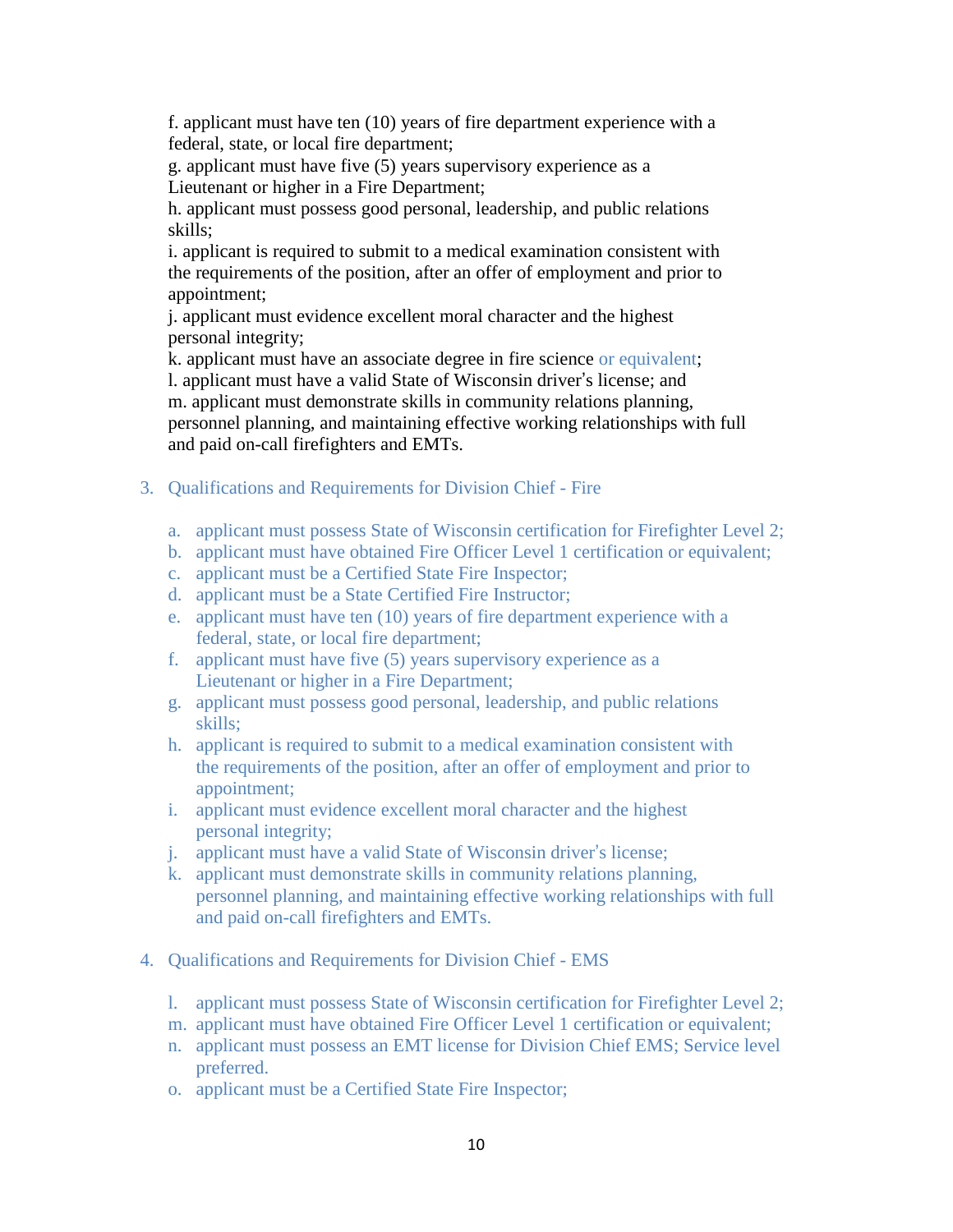f. applicant must have ten (10) years of fire department experience with a federal, state, or local fire department;
g. applicant must have five (5) years supervisory experience as a Lieutenant or higher in a Fire Department;
h. applicant must possess good personal, leadership, and public relations skills;
i. applicant is required to submit to a medical examination consistent with the requirements of the position, after an offer of employment and prior to appointment;
j. applicant must evidence excellent moral character and the highest personal integrity;
k. applicant must have an associate degree in fire science or equivalent;
l. applicant must have a valid State of Wisconsin driver's license; and
m. applicant must demonstrate skills in community relations planning, personnel planning, and maintaining effective working relationships with full and paid on-call firefighters and EMTs.

3. Qualifications and Requirements for Division Chief - Fire

   a. applicant must possess State of Wisconsin certification for Firefighter Level 2;
   b. applicant must have obtained Fire Officer Level 1 certification or equivalent;
   c. applicant must be a Certified State Fire Inspector;
   d. applicant must be a State Certified Fire Instructor;
   e. applicant must have ten (10) years of fire department experience with a federal, state, or local fire department;
   f. applicant must have five (5) years supervisory experience as a Lieutenant or higher in a Fire Department;
   g. applicant must possess good personal, leadership, and public relations skills;
   h. applicant is required to submit to a medical examination consistent with the requirements of the position, after an offer of employment and prior to appointment;
   i. applicant must evidence excellent moral character and the highest personal integrity;
   j. applicant must have a valid State of Wisconsin driver's license;
   k. applicant must demonstrate skills in community relations planning, personnel planning, and maintaining effective working relationships with full and paid on-call firefighters and EMTs.

4. Qualifications and Requirements for Division Chief - EMS

   l. applicant must possess State of Wisconsin certification for Firefighter Level 2;
   m. applicant must have obtained Fire Officer Level 1 certification or equivalent;
   n. applicant must possess an EMT license for Division Chief EMS; Service level preferred.
   o. applicant must be a Certified State Fire Inspector;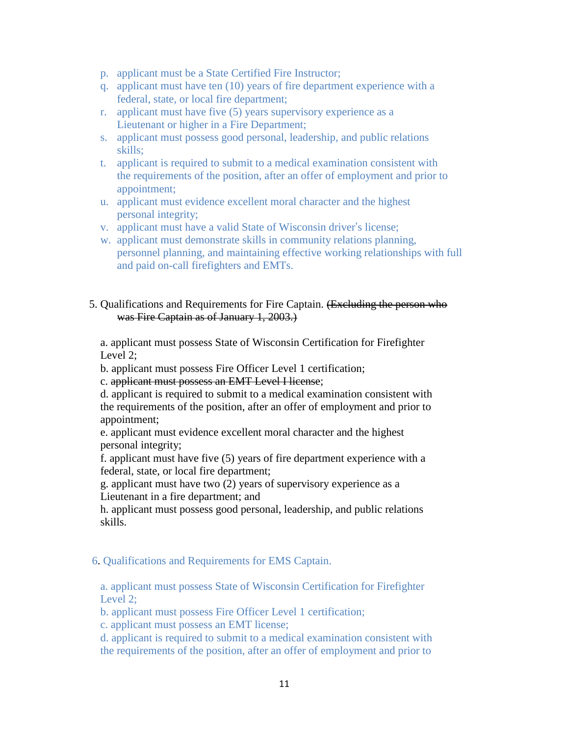p. applicant must be a State Certified Fire Instructor;
q. applicant must have ten (10) years of fire department experience with a federal, state, or local fire department;
r. applicant must have five (5) years supervisory experience as a Lieutenant or higher in a Fire Department;
s. applicant must possess good personal, leadership, and public relations skills;
t. applicant is required to submit to a medical examination consistent with the requirements of the position, after an offer of employment and prior to appointment;
u. applicant must evidence excellent moral character and the highest personal integrity;
v. applicant must have a valid State of Wisconsin driver's license;
w. applicant must demonstrate skills in community relations planning, personnel planning, and maintaining effective working relationships with full and paid on-call firefighters and EMTs.

5. Qualifications and Requirements for Fire Captain. ~~(Excluding the person who was Fire Captain as of January 1, 2003.)~~

a. applicant must possess State of Wisconsin Certification for Firefighter Level 2;
b. applicant must possess Fire Officer Level 1 certification;
c. ~~applicant must possess an EMT Level I license~~;
d. applicant is required to submit to a medical examination consistent with the requirements of the position, after an offer of employment and prior to appointment;
e. applicant must evidence excellent moral character and the highest personal integrity;
f. applicant must have five (5) years of fire department experience with a federal, state, or local fire department;
g. applicant must have two (2) years of supervisory experience as a Lieutenant in a fire department; and
h. applicant must possess good personal, leadership, and public relations skills.

6. Qualifications and Requirements for EMS Captain.

a. applicant must possess State of Wisconsin Certification for Firefighter Level 2;
b. applicant must possess Fire Officer Level 1 certification;
c. applicant must possess an EMT license;
d. applicant is required to submit to a medical examination consistent with the requirements of the position, after an offer of employment and prior to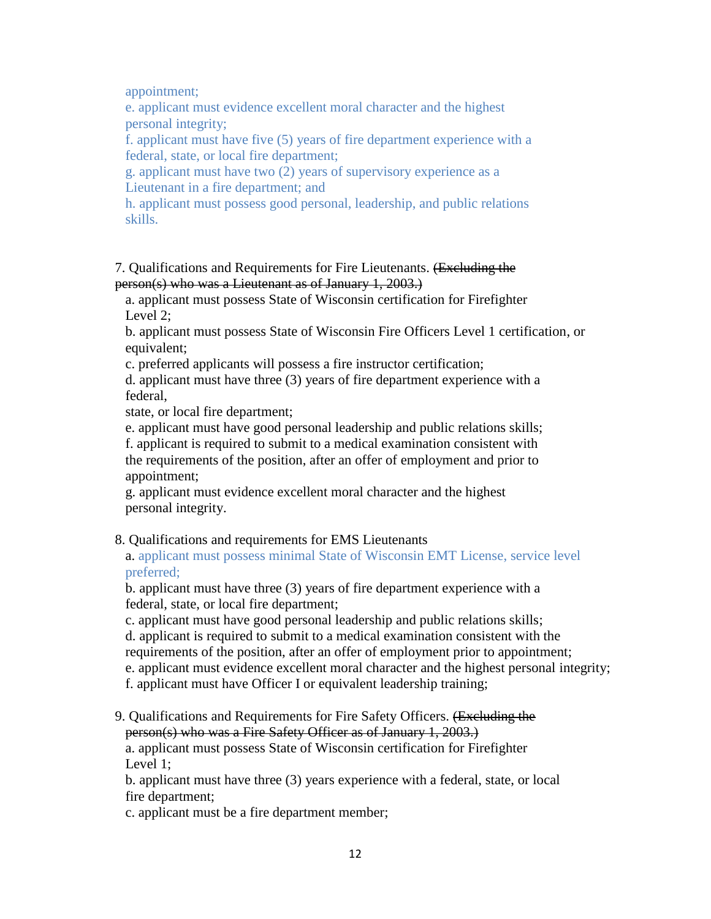appointment;

e. applicant must evidence excellent moral character and the highest personal integrity;

f. applicant must have five (5) years of fire department experience with a federal, state, or local fire department;

g. applicant must have two (2) years of supervisory experience as a Lieutenant in a fire department; and

h. applicant must possess good personal, leadership, and public relations skills.

7. Qualifications and Requirements for Fire Lieutenants. ~~(Excluding the person(s) who was a Lieutenant as of January 1, 2003.)~~

a. applicant must possess State of Wisconsin certification for Firefighter Level 2;

b. applicant must possess State of Wisconsin Fire Officers Level 1 certification, or equivalent;

c. preferred applicants will possess a fire instructor certification;

d. applicant must have three (3) years of fire department experience with a federal, state, or local fire department;

e. applicant must have good personal leadership and public relations skills;

f. applicant is required to submit to a medical examination consistent with the requirements of the position, after an offer of employment and prior to appointment;

g. applicant must evidence excellent moral character and the highest personal integrity.

8. Qualifications and requirements for EMS Lieutenants

a. applicant must possess minimal State of Wisconsin EMT License, service level preferred;

b. applicant must have three (3) years of fire department experience with a federal, state, or local fire department;

c. applicant must have good personal leadership and public relations skills;

d. applicant is required to submit to a medical examination consistent with the requirements of the position, after an offer of employment prior to appointment;

e. applicant must evidence excellent moral character and the highest personal integrity;

f. applicant must have Officer I or equivalent leadership training;

9. Qualifications and Requirements for Fire Safety Officers. ~~(Excluding the person(s) who was a Fire Safety Officer as of January 1, 2003.)~~

a. applicant must possess State of Wisconsin certification for Firefighter Level 1;

b. applicant must have three (3) years experience with a federal, state, or local fire department;

c. applicant must be a fire department member;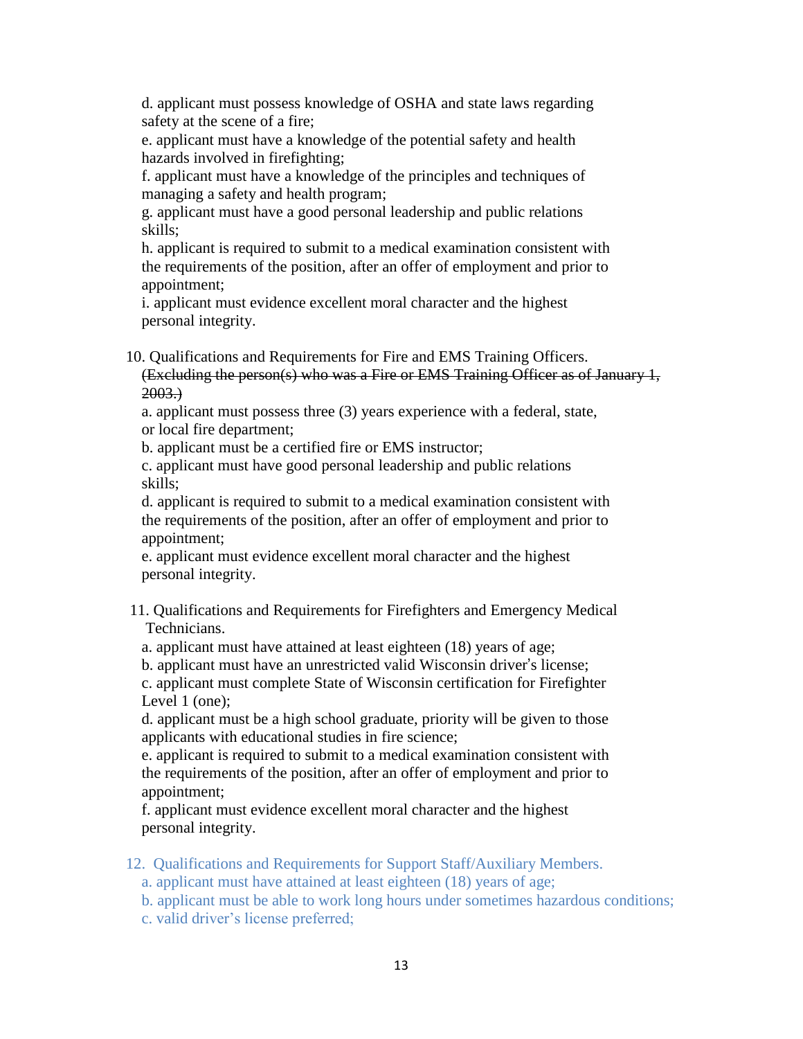d. applicant must possess knowledge of OSHA and state laws regarding safety at the scene of a fire;

e. applicant must have a knowledge of the potential safety and health hazards involved in firefighting;

f. applicant must have a knowledge of the principles and techniques of managing a safety and health program;

g. applicant must have a good personal leadership and public relations skills;

h. applicant is required to submit to a medical examination consistent with the requirements of the position, after an offer of employment and prior to appointment;

i. applicant must evidence excellent moral character and the highest personal integrity.

10. Qualifications and Requirements for Fire and EMS Training Officers. ~~(Excluding the person(s) who was a Fire or EMS Training Officer as of January 1, 2003.)~~

a. applicant must possess three (3) years experience with a federal, state, or local fire department;

b. applicant must be a certified fire or EMS instructor;

c. applicant must have good personal leadership and public relations skills;

d. applicant is required to submit to a medical examination consistent with the requirements of the position, after an offer of employment and prior to appointment;

e. applicant must evidence excellent moral character and the highest personal integrity.

11. Qualifications and Requirements for Firefighters and Emergency Medical Technicians.

a. applicant must have attained at least eighteen (18) years of age;

b. applicant must have an unrestricted valid Wisconsin driver's license;

c. applicant must complete State of Wisconsin certification for Firefighter Level 1 (one);

d. applicant must be a high school graduate, priority will be given to those applicants with educational studies in fire science;

e. applicant is required to submit to a medical examination consistent with the requirements of the position, after an offer of employment and prior to appointment;

f. applicant must evidence excellent moral character and the highest personal integrity.

12. Qualifications and Requirements for Support Staff/Auxiliary Members.

a. applicant must have attained at least eighteen (18) years of age;

b. applicant must be able to work long hours under sometimes hazardous conditions;

c. valid driver's license preferred;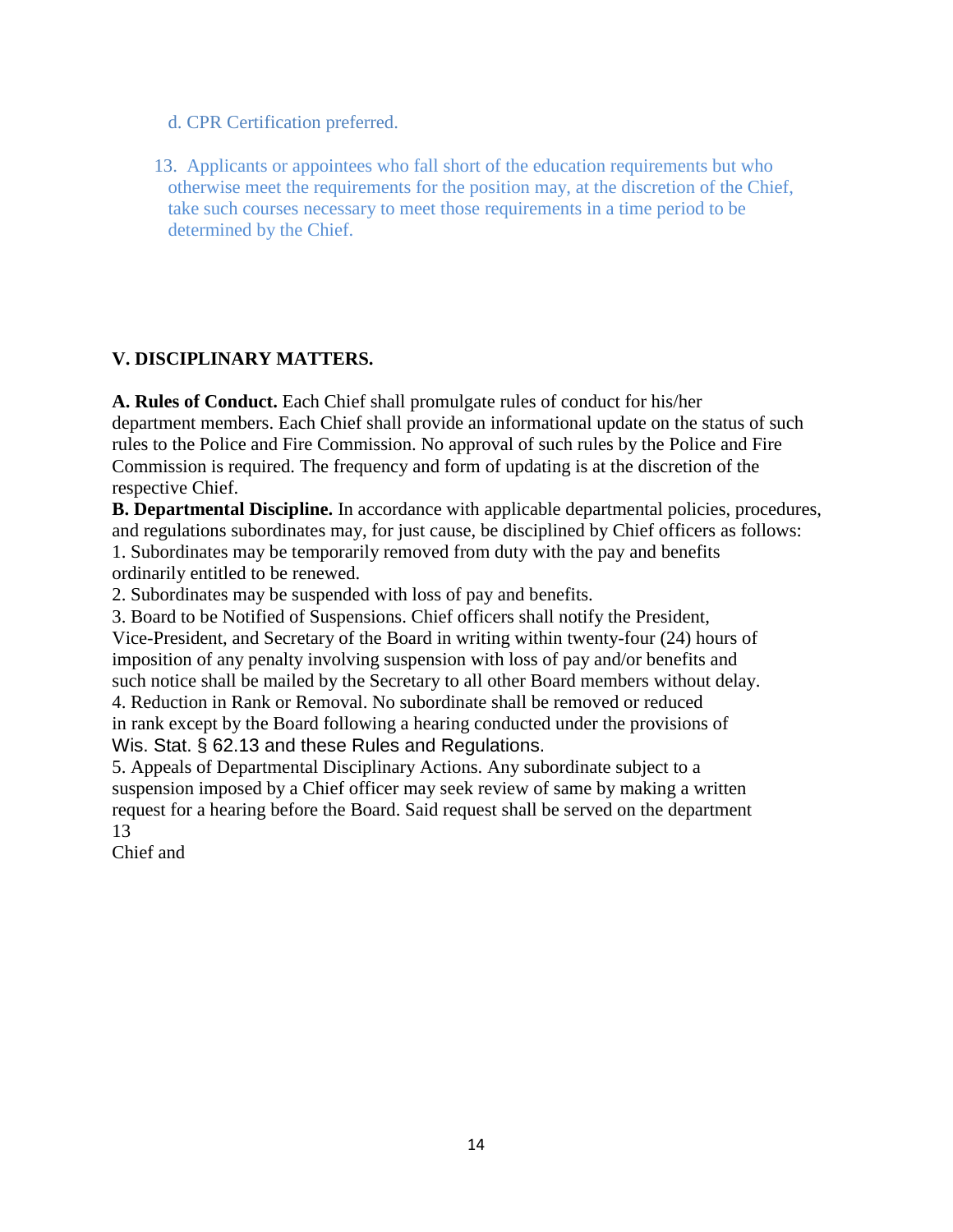d. CPR Certification preferred.

13. Applicants or appointees who fall short of the education requirements but who otherwise meet the requirements for the position may, at the discretion of the Chief, take such courses necessary to meet those requirements in a time period to be determined by the Chief.

## V. DISCIPLINARY MATTERS.

**A. Rules of Conduct.** Each Chief shall promulgate rules of conduct for his/her department members. Each Chief shall provide an informational update on the status of such rules to the Police and Fire Commission. No approval of such rules by the Police and Fire Commission is required. The frequency and form of updating is at the discretion of the respective Chief.

**B. Departmental Discipline.** In accordance with applicable departmental policies, procedures, and regulations subordinates may, for just cause, be disciplined by Chief officers as follows:

1. Subordinates may be temporarily removed from duty with the pay and benefits ordinarily entitled to be renewed.
2. Subordinates may be suspended with loss of pay and benefits.
3. Board to be Notified of Suspensions. Chief officers shall notify the President, Vice-President, and Secretary of the Board in writing within twenty-four (24) hours of imposition of any penalty involving suspension with loss of pay and/or benefits and such notice shall be mailed by the Secretary to all other Board members without delay.
4. Reduction in Rank or Removal. No subordinate shall be removed or reduced in rank except by the Board following a hearing conducted under the provisions of Wis. Stat. § 62.13 and these Rules and Regulations.
5. Appeals of Departmental Disciplinary Actions. Any subordinate subject to a suspension imposed by a Chief officer may seek review of same by making a written request for a hearing before the Board. Said request shall be served on the department

13

Chief and